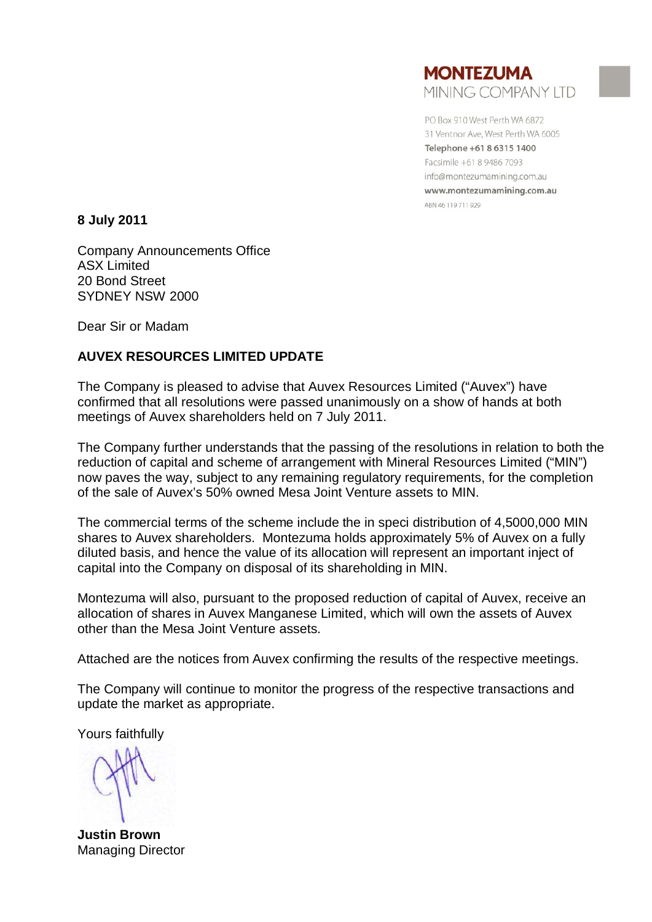**MONTEZUMA**
MINING COMPANY LTD

PO Box 910 West Perth WA 6872
31 Ventnor Ave, West Perth WA 6005
**Telephone +61 8 6315 1400**
Facsimile +61 8 9486 7093
info@montezumamining.com.au
**www.montezumamining.com.au**
ABN 46 119 711 929

**8 July 2011**

Company Announcements Office
ASX Limited
20 Bond Street
SYDNEY NSW 2000

Dear Sir or Madam

**AUVEX RESOURCES LIMITED UPDATE**

The Company is pleased to advise that Auvex Resources Limited ("Auvex") have confirmed that all resolutions were passed unanimously on a show of hands at both meetings of Auvex shareholders held on 7 July 2011.

The Company further understands that the passing of the resolutions in relation to both the reduction of capital and scheme of arrangement with Mineral Resources Limited ("MIN") now paves the way, subject to any remaining regulatory requirements, for the completion of the sale of Auvex's 50% owned Mesa Joint Venture assets to MIN.

The commercial terms of the scheme include the in speci distribution of 4,5000,000 MIN shares to Auvex shareholders. Montezuma holds approximately 5% of Auvex on a fully diluted basis, and hence the value of its allocation will represent an important inject of capital into the Company on disposal of its shareholding in MIN.

Montezuma will also, pursuant to the proposed reduction of capital of Auvex, receive an allocation of shares in Auvex Manganese Limited, which will own the assets of Auvex other than the Mesa Joint Venture assets.

Attached are the notices from Auvex confirming the results of the respective meetings.

The Company will continue to monitor the progress of the respective transactions and update the market as appropriate.

Yours faithfully

**Justin Brown**
Managing Director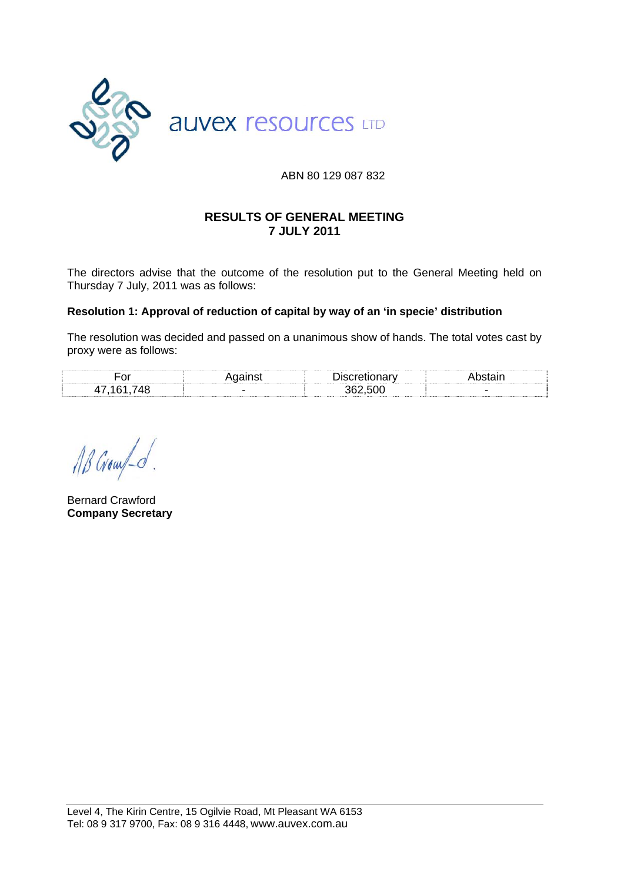auvex resources LTD

ABN 80 129 087 832

## RESULTS OF GENERAL MEETING
## 7 JULY 2011

The directors advise that the outcome of the resolution put to the General Meeting held on Thursday 7 July, 2011 was as follows:

**Resolution 1: Approval of reduction of capital by way of an 'in specie' distribution**

The resolution was decided and passed on a unanimous show of hands. The total votes cast by proxy were as follows:

| For | Against | Discretionary | Abstain |
|---|---|---|---|
| 47,161,748 | - | 362,500 | - |

Bernard Crawford
**Company Secretary**

Level 4, The Kirin Centre, 15 Ogilvie Road, Mt Pleasant WA 6153
Tel: 08 9 317 9700, Fax: 08 9 316 4448, www.auvex.com.au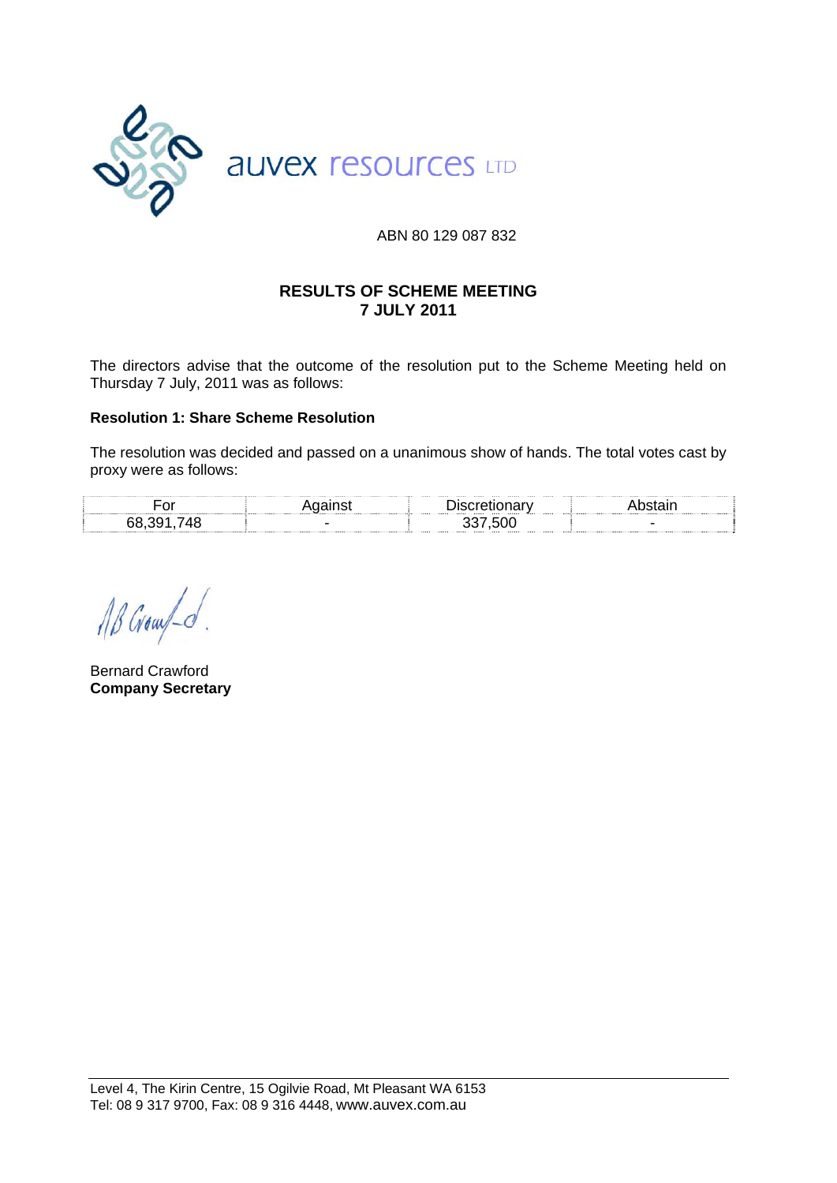auvex resources LTD

ABN 80 129 087 832

## RESULTS OF SCHEME MEETING
## 7 JULY 2011

The directors advise that the outcome of the resolution put to the Scheme Meeting held on Thursday 7 July, 2011 was as follows:

**Resolution 1: Share Scheme Resolution**

The resolution was decided and passed on a unanimous show of hands. The total votes cast by proxy were as follows:

| For | Against | Discretionary | Abstain |
|---|---|---|---|
| 68,391,748 | - | 337,500 | - |

Bernard Crawford
**Company Secretary**

Level 4, The Kirin Centre, 15 Ogilvie Road, Mt Pleasant WA 6153
Tel: 08 9 317 9700, Fax: 08 9 316 4448, www.auvex.com.au